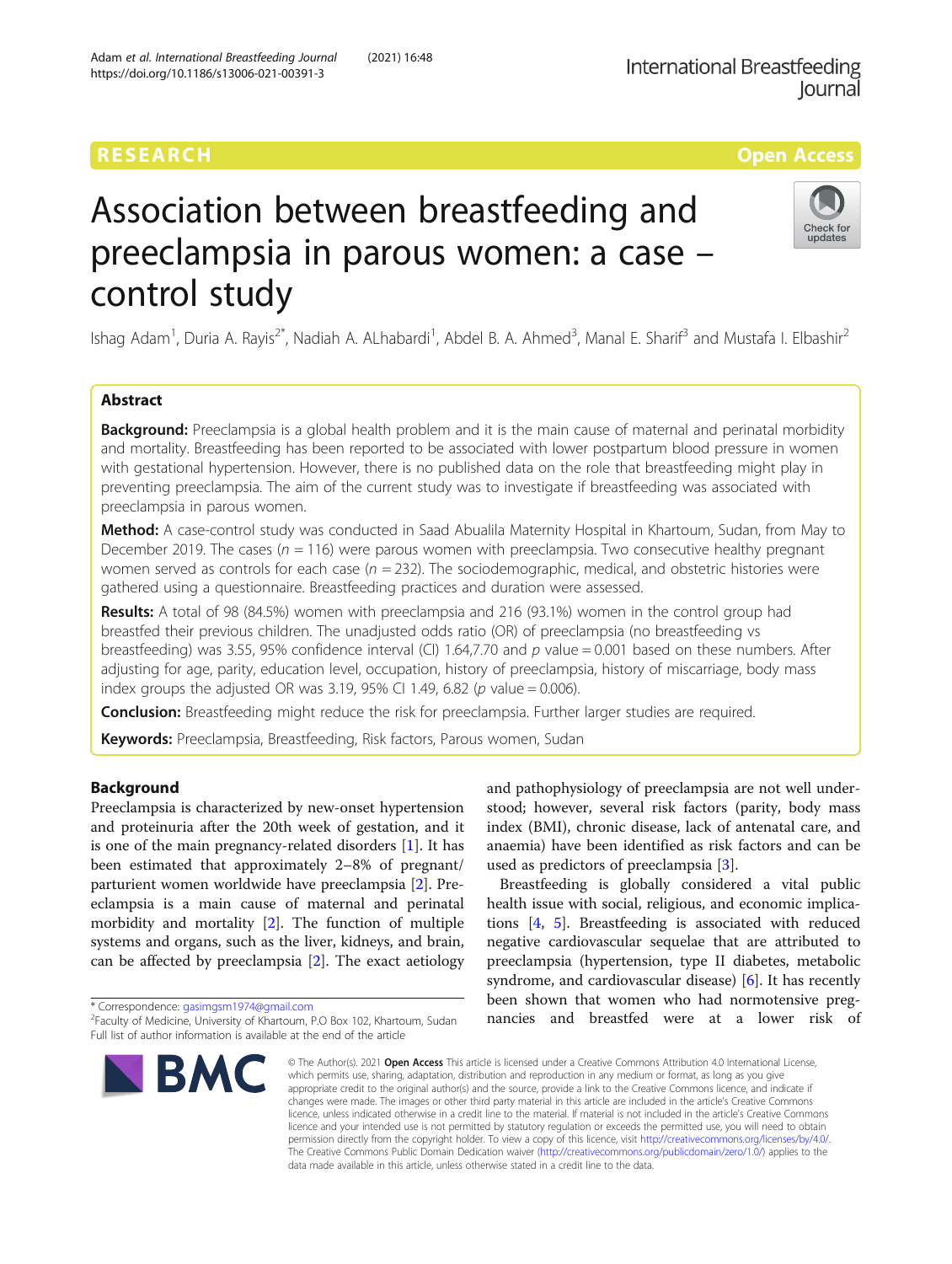RESEARCH

Open Access

# Association between breastfeeding and preeclampsia in parous women: a case – control study

Ishag Adam[1], Duria A. Rayis[2*], Nadiah A. ALhabardi[1], Abdel B. A. Ahmed[3], Manal E. Sharif[3] and Mustafa I. Elbashir[2]

## Abstract

**Background:** Preeclampsia is a global health problem and it is the main cause of maternal and perinatal morbidity and mortality. Breastfeeding has been reported to be associated with lower postpartum blood pressure in women with gestational hypertension. However, there is no published data on the role that breastfeeding might play in preventing preeclampsia. The aim of the current study was to investigate if breastfeeding was associated with preeclampsia in parous women.

**Method:** A case-control study was conducted in Saad Abualila Maternity Hospital in Khartoum, Sudan, from May to December 2019. The cases ($n = 116$) were parous women with preeclampsia. Two consecutive healthy pregnant women served as controls for each case ($n = 232$). The sociodemographic, medical, and obstetric histories were gathered using a questionnaire. Breastfeeding practices and duration were assessed.

**Results:** A total of 98 (84.5%) women with preeclampsia and 216 (93.1%) women in the control group had breastfed their previous children. The unadjusted odds ratio (OR) of preeclampsia (no breastfeeding vs breastfeeding) was 3.55, 95% confidence interval (CI) 1.64,7.70 and $p$ value = 0.001 based on these numbers. After adjusting for age, parity, education level, occupation, history of preeclampsia, history of miscarriage, body mass index groups the adjusted OR was 3.19, 95% CI 1.49, 6.82 ($p$ value = 0.006).

**Conclusion:** Breastfeeding might reduce the risk for preeclampsia. Further larger studies are required.

**Keywords:** Preeclampsia, Breastfeeding, Risk factors, Parous women, Sudan

## Background

Preeclampsia is characterized by new-onset hypertension and proteinuria after the 20th week of gestation, and it is one of the main pregnancy-related disorders [1]. It has been estimated that approximately 2–8% of pregnant/parturient women worldwide have preeclampsia [2]. Preeclampsia is a main cause of maternal and perinatal morbidity and mortality [2]. The function of multiple systems and organs, such as the liver, kidneys, and brain, can be affected by preeclampsia [2]. The exact aetiology and pathophysiology of preeclampsia are not well understood; however, several risk factors (parity, body mass index (BMI), chronic disease, lack of antenatal care, and anaemia) have been identified as risk factors and can be used as predictors of preeclampsia [3].

Breastfeeding is globally considered a vital public health issue with social, religious, and economic implications [4, 5]. Breastfeeding is associated with reduced negative cardiovascular sequelae that are attributed to preeclampsia (hypertension, type II diabetes, metabolic syndrome, and cardiovascular disease) [6]. It has recently been shown that women who had normotensive pregnancies and breastfed were at a lower risk of

* Correspondence: gasimgsm1974@gmail.com
[2]Faculty of Medicine, University of Khartoum, P.O Box 102, Khartoum, Sudan
Full list of author information is available at the end of the article

© The Author(s). 2021 **Open Access** This article is licensed under a Creative Commons Attribution 4.0 International License, which permits use, sharing, adaptation, distribution and reproduction in any medium or format, as long as you give appropriate credit to the original author(s) and the source, provide a link to the Creative Commons licence, and indicate if changes were made. The images or other third party material in this article are included in the article's Creative Commons licence, unless indicated otherwise in a credit line to the material. If material is not included in the article's Creative Commons licence and your intended use is not permitted by statutory regulation or exceeds the permitted use, you will need to obtain permission directly from the copyright holder. To view a copy of this licence, visit http://creativecommons.org/licenses/by/4.0/. The Creative Commons Public Domain Dedication waiver (http://creativecommons.org/publicdomain/zero/1.0/) applies to the data made available in this article, unless otherwise stated in a credit line to the data.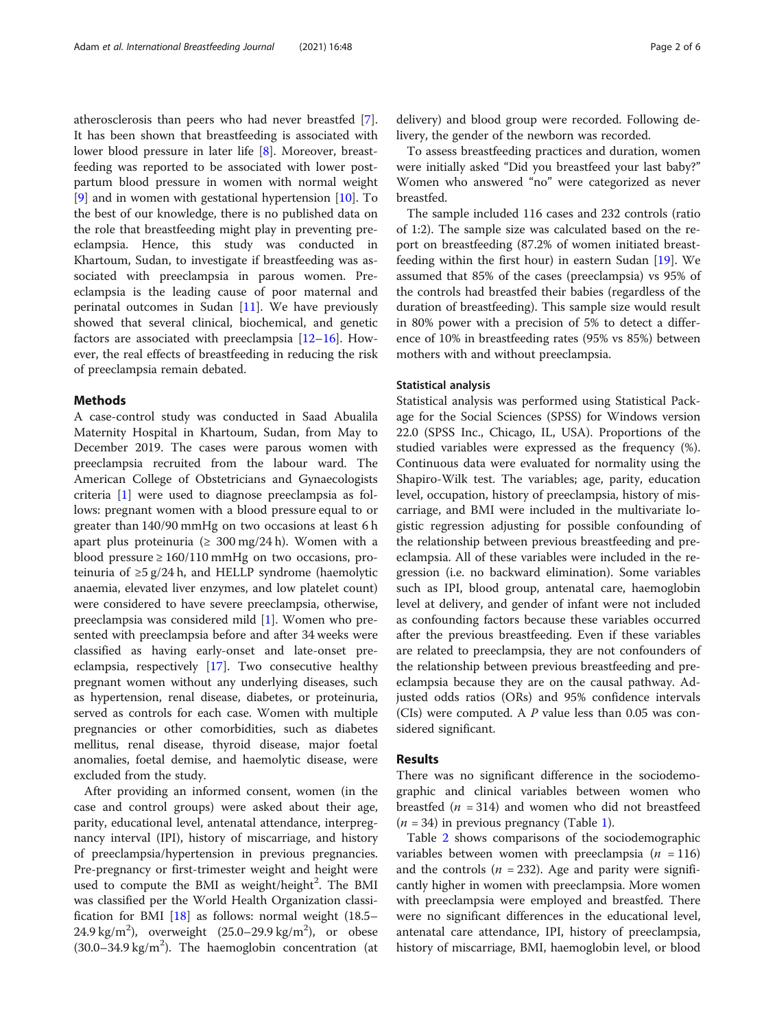atherosclerosis than peers who had never breastfed [7]. It has been shown that breastfeeding is associated with lower blood pressure in later life [8]. Moreover, breastfeeding was reported to be associated with lower postpartum blood pressure in women with normal weight [9] and in women with gestational hypertension [10]. To the best of our knowledge, there is no published data on the role that breastfeeding might play in preventing preeclampsia. Hence, this study was conducted in Khartoum, Sudan, to investigate if breastfeeding was associated with preeclampsia in parous women. Preeclampsia is the leading cause of poor maternal and perinatal outcomes in Sudan [11]. We have previously showed that several clinical, biochemical, and genetic factors are associated with preeclampsia [12–16]. However, the real effects of breastfeeding in reducing the risk of preeclampsia remain debated.

## Methods

A case-control study was conducted in Saad Abualila Maternity Hospital in Khartoum, Sudan, from May to December 2019. The cases were parous women with preeclampsia recruited from the labour ward. The American College of Obstetricians and Gynaecologists criteria [1] were used to diagnose preeclampsia as follows: pregnant women with a blood pressure equal to or greater than 140/90 mmHg on two occasions at least 6 h apart plus proteinuria (≥ 300 mg/24 h). Women with a blood pressure ≥ 160/110 mmHg on two occasions, proteinuria of ≥5 g/24 h, and HELLP syndrome (haemolytic anaemia, elevated liver enzymes, and low platelet count) were considered to have severe preeclampsia, otherwise, preeclampsia was considered mild [1]. Women who presented with preeclampsia before and after 34 weeks were classified as having early-onset and late-onset preeclampsia, respectively [17]. Two consecutive healthy pregnant women without any underlying diseases, such as hypertension, renal disease, diabetes, or proteinuria, served as controls for each case. Women with multiple pregnancies or other comorbidities, such as diabetes mellitus, renal disease, thyroid disease, major foetal anomalies, foetal demise, and haemolytic disease, were excluded from the study.

After providing an informed consent, women (in the case and control groups) were asked about their age, parity, educational level, antenatal attendance, interpregnancy interval (IPI), history of miscarriage, and history of preeclampsia/hypertension in previous pregnancies. Pre-pregnancy or first-trimester weight and height were used to compute the BMI as weight/height$^2$. The BMI was classified per the World Health Organization classification for BMI [18] as follows: normal weight (18.5–24.9 kg/m$^2$), overweight (25.0–29.9 kg/m$^2$), or obese (30.0–34.9 kg/m$^2$). The haemoglobin concentration (at delivery) and blood group were recorded. Following delivery, the gender of the newborn was recorded.

To assess breastfeeding practices and duration, women were initially asked "Did you breastfeed your last baby?" Women who answered "no" were categorized as never breastfed.

The sample included 116 cases and 232 controls (ratio of 1:2). The sample size was calculated based on the report on breastfeeding (87.2% of women initiated breastfeeding within the first hour) in eastern Sudan [19]. We assumed that 85% of the cases (preeclampsia) vs 95% of the controls had breastfed their babies (regardless of the duration of breastfeeding). This sample size would result in 80% power with a precision of 5% to detect a difference of 10% in breastfeeding rates (95% vs 85%) between mothers with and without preeclampsia.

### Statistical analysis

Statistical analysis was performed using Statistical Package for the Social Sciences (SPSS) for Windows version 22.0 (SPSS Inc., Chicago, IL, USA). Proportions of the studied variables were expressed as the frequency (%). Continuous data were evaluated for normality using the Shapiro-Wilk test. The variables; age, parity, education level, occupation, history of preeclampsia, history of miscarriage, and BMI were included in the multivariate logistic regression adjusting for possible confounding of the relationship between previous breastfeeding and preeclampsia. All of these variables were included in the regression (i.e. no backward elimination). Some variables such as IPI, blood group, antenatal care, haemoglobin level at delivery, and gender of infant were not included as confounding factors because these variables occurred after the previous breastfeeding. Even if these variables are related to preeclampsia, they are not confounders of the relationship between previous breastfeeding and preeclampsia because they are on the causal pathway. Adjusted odds ratios (ORs) and 95% confidence intervals (CIs) were computed. A $P$ value less than 0.05 was considered significant.

## Results

There was no significant difference in the sociodemographic and clinical variables between women who breastfed ($n$ = 314) and women who did not breastfeed ($n$ = 34) in previous pregnancy (Table 1).

Table 2 shows comparisons of the sociodemographic variables between women with preeclampsia ($n$ = 116) and the controls ($n$ = 232). Age and parity were significantly higher in women with preeclampsia. More women with preeclampsia were employed and breastfed. There were no significant differences in the educational level, antenatal care attendance, IPI, history of preeclampsia, history of miscarriage, BMI, haemoglobin level, or blood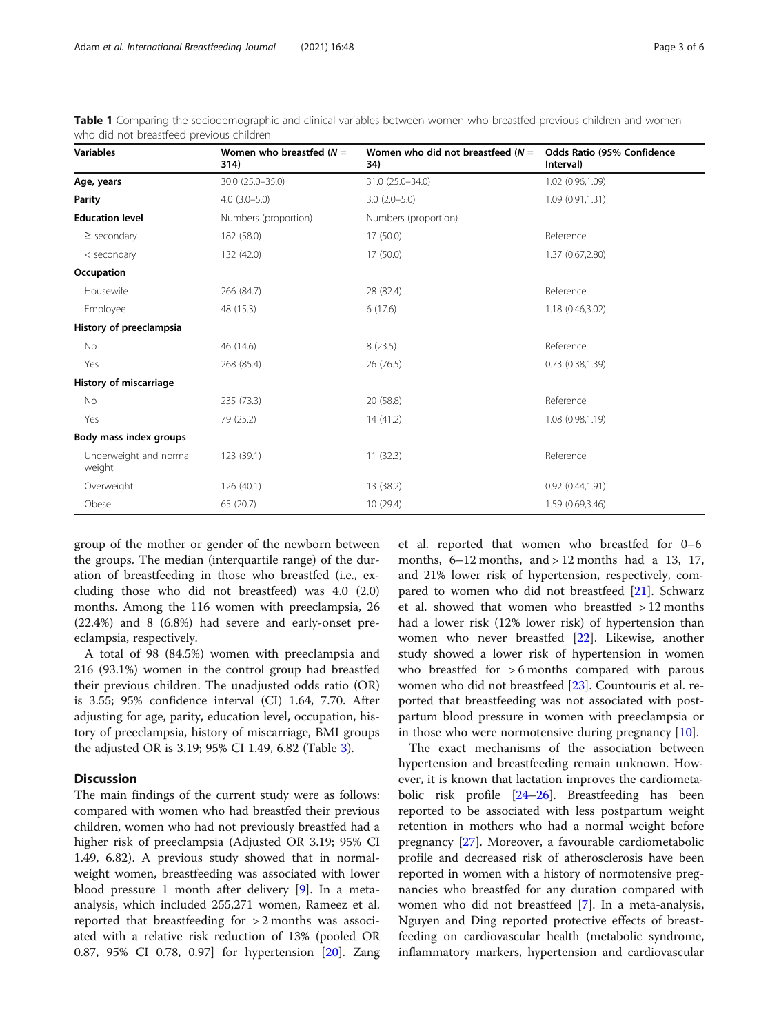**Table 1** Comparing the sociodemographic and clinical variables between women who breastfed previous children and women who did not breastfeed previous children

| Variables | Women who breastfed ($N$ = 314) | Women who did not breastfeed ($N$ = 34) | Odds Ratio (95% Confidence Interval) |
|---|---|---|---|
| **Age, years** | 30.0 (25.0–35.0) | 31.0 (25.0–34.0) | 1.02 (0.96,1.09) |
| **Parity** | 4.0 (3.0–5.0) | 3.0 (2.0–5.0) | 1.09 (0.91,1.31) |
| **Education level** | Numbers (proportion) | Numbers (proportion) | |
| ≥ secondary | 182 (58.0) | 17 (50.0) | Reference |
| < secondary | 132 (42.0) | 17 (50.0) | 1.37 (0.67,2.80) |
| **Occupation** | | | |
| Housewife | 266 (84.7) | 28 (82.4) | Reference |
| Employee | 48 (15.3) | 6 (17.6) | 1.18 (0.46,3.02) |
| **History of preeclampsia** | | | |
| No | 46 (14.6) | 8 (23.5) | Reference |
| Yes | 268 (85.4) | 26 (76.5) | 0.73 (0.38,1.39) |
| **History of miscarriage** | | | |
| No | 235 (73.3) | 20 (58.8) | Reference |
| Yes | 79 (25.2) | 14 (41.2) | 1.08 (0.98,1.19) |
| **Body mass index groups** | | | |
| Underweight and normal weight | 123 (39.1) | 11 (32.3) | Reference |
| Overweight | 126 (40.1) | 13 (38.2) | 0.92 (0.44,1.91) |
| Obese | 65 (20.7) | 10 (29.4) | 1.59 (0.69,3.46) |

group of the mother or gender of the newborn between the groups. The median (interquartile range) of the duration of breastfeeding in those who breastfed (i.e., excluding those who did not breastfeed) was 4.0 (2.0) months. Among the 116 women with preeclampsia, 26 (22.4%) and 8 (6.8%) had severe and early-onset preeclampsia, respectively.

A total of 98 (84.5%) women with preeclampsia and 216 (93.1%) women in the control group had breastfed their previous children. The unadjusted odds ratio (OR) is 3.55; 95% confidence interval (CI) 1.64, 7.70. After adjusting for age, parity, education level, occupation, history of preeclampsia, history of miscarriage, BMI groups the adjusted OR is 3.19; 95% CI 1.49, 6.82 (Table 3).

## Discussion

The main findings of the current study were as follows: compared with women who had breastfed their previous children, women who had not previously breastfed had a higher risk of preeclampsia (Adjusted OR 3.19; 95% CI 1.49, 6.82). A previous study showed that in normal-weight women, breastfeeding was associated with lower blood pressure 1 month after delivery [9]. In a meta-analysis, which included 255,271 women, Rameez et al. reported that breastfeeding for > 2 months was associated with a relative risk reduction of 13% (pooled OR 0.87, 95% CI 0.78, 0.97] for hypertension [20]. Zang et al. reported that women who breastfed for 0–6 months, 6–12 months, and > 12 months had a 13, 17, and 21% lower risk of hypertension, respectively, compared to women who did not breastfeed [21]. Schwarz et al. showed that women who breastfed > 12 months had a lower risk (12% lower risk) of hypertension than women who never breastfed [22]. Likewise, another study showed a lower risk of hypertension in women who breastfed for > 6 months compared with parous women who did not breastfeed [23]. Countouris et al. reported that breastfeeding was not associated with postpartum blood pressure in women with preeclampsia or in those who were normotensive during pregnancy [10].

The exact mechanisms of the association between hypertension and breastfeeding remain unknown. However, it is known that lactation improves the cardiometabolic risk profile [24–26]. Breastfeeding has been reported to be associated with less postpartum weight retention in mothers who had a normal weight before pregnancy [27]. Moreover, a favourable cardiometabolic profile and decreased risk of atherosclerosis have been reported in women with a history of normotensive pregnancies who breastfed for any duration compared with women who did not breastfeed [7]. In a meta-analysis, Nguyen and Ding reported protective effects of breastfeeding on cardiovascular health (metabolic syndrome, inflammatory markers, hypertension and cardiovascular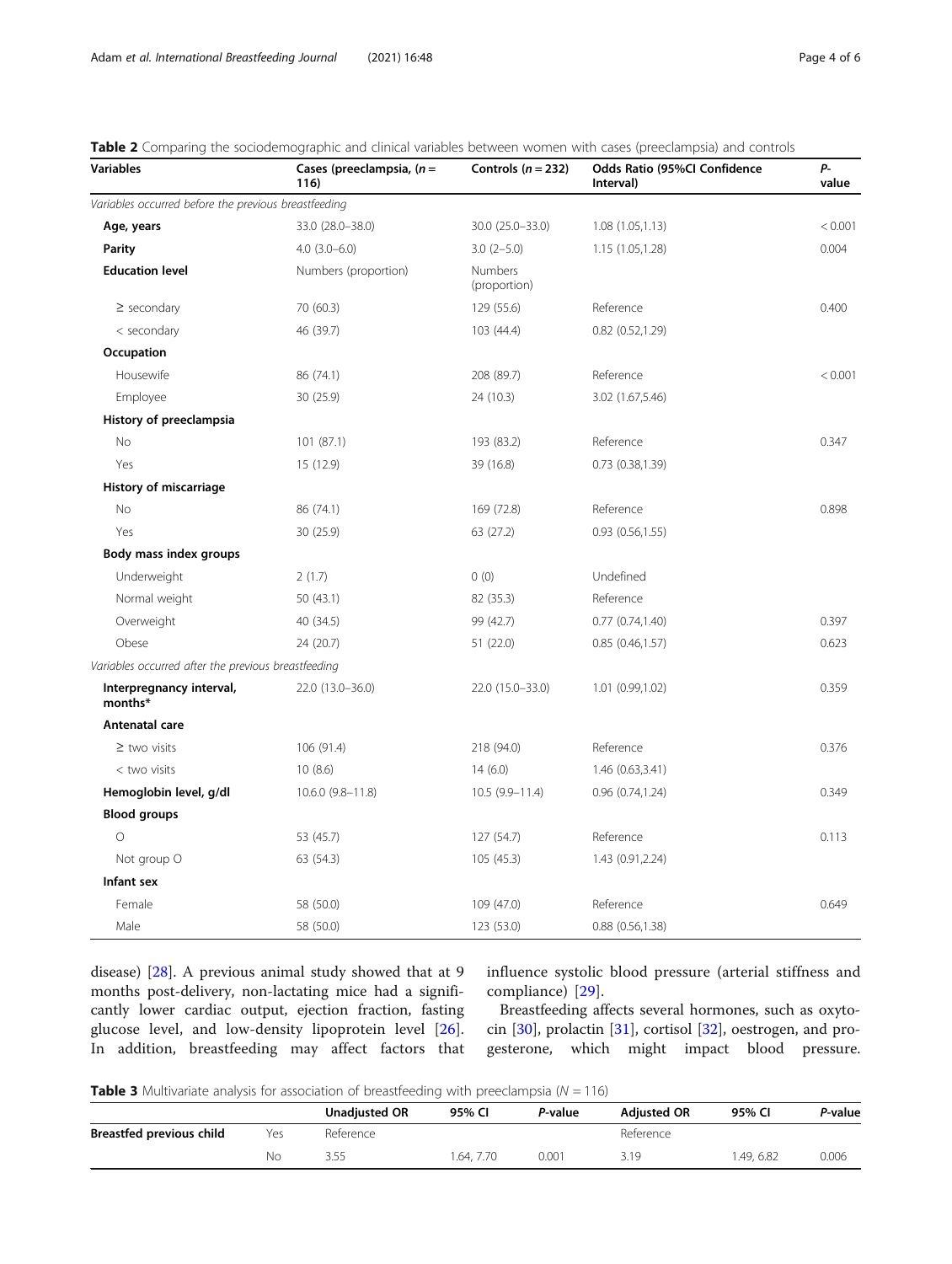**Table 2** Comparing the sociodemographic and clinical variables between women with cases (preeclampsia) and controls

| Variables | Cases (preeclampsia, (*n* = 116) | Controls (*n* = 232) | Odds Ratio (95%CI Confidence Interval) | *P*-value |
|---|---|---|---|---|
| *Variables occurred before the previous breastfeeding* | | | | |
| **Age, years** | 33.0 (28.0–38.0) | 30.0 (25.0–33.0) | 1.08 (1.05,1.13) | < 0.001 |
| **Parity** | 4.0 (3.0–6.0) | 3.0 (2–5.0) | 1.15 (1.05,1.28) | 0.004 |
| **Education level** | Numbers (proportion) | Numbers (proportion) | | |
| ≥ secondary | 70 (60.3) | 129 (55.6) | Reference | 0.400 |
| < secondary | 46 (39.7) | 103 (44.4) | 0.82 (0.52,1.29) | |
| **Occupation** | | | | |
| Housewife | 86 (74.1) | 208 (89.7) | Reference | < 0.001 |
| Employee | 30 (25.9) | 24 (10.3) | 3.02 (1.67,5.46) | |
| **History of preeclampsia** | | | | |
| No | 101 (87.1) | 193 (83.2) | Reference | 0.347 |
| Yes | 15 (12.9) | 39 (16.8) | 0.73 (0.38,1.39) | |
| **History of miscarriage** | | | | |
| No | 86 (74.1) | 169 (72.8) | Reference | 0.898 |
| Yes | 30 (25.9) | 63 (27.2) | 0.93 (0.56,1.55) | |
| **Body mass index groups** | | | | |
| Underweight | 2 (1.7) | 0 (0) | Undefined | |
| Normal weight | 50 (43.1) | 82 (35.3) | Reference | |
| Overweight | 40 (34.5) | 99 (42.7) | 0.77 (0.74,1.40) | 0.397 |
| Obese | 24 (20.7) | 51 (22.0) | 0.85 (0.46,1.57) | 0.623 |
| *Variables occurred after the previous breastfeeding* | | | | |
| **Interpregnancy interval, months*** | 22.0 (13.0–36.0) | 22.0 (15.0–33.0) | 1.01 (0.99,1.02) | 0.359 |
| **Antenatal care** | | | | |
| ≥ two visits | 106 (91.4) | 218 (94.0) | Reference | 0.376 |
| < two visits | 10 (8.6) | 14 (6.0) | 1.46 (0.63,3.41) | |
| **Hemoglobin level, g/dl** | 10.6.0 (9.8–11.8) | 10.5 (9.9–11.4) | 0.96 (0.74,1.24) | 0.349 |
| **Blood groups** | | | | |
| O | 53 (45.7) | 127 (54.7) | Reference | 0.113 |
| Not group O | 63 (54.3) | 105 (45.3) | 1.43 (0.91,2.24) | |
| **Infant sex** | | | | |
| Female | 58 (50.0) | 109 (47.0) | Reference | 0.649 |
| Male | 58 (50.0) | 123 (53.0) | 0.88 (0.56,1.38) | |

disease) [28]. A previous animal study showed that at 9 months post-delivery, non-lactating mice had a significantly lower cardiac output, ejection fraction, fasting glucose level, and low-density lipoprotein level [26]. In addition, breastfeeding may affect factors that influence systolic blood pressure (arterial stiffness and compliance) [29].

Breastfeeding affects several hormones, such as oxytocin [30], prolactin [31], cortisol [32], oestrogen, and progesterone, which might impact blood pressure.

**Table 3** Multivariate analysis for association of breastfeeding with preeclampsia (*N* = 116)

| | | Unadjusted OR | 95% CI | *P*-value | Adjusted OR | 95% CI | *P*-value |
|---|---|---|---|---|---|---|---|
| **Breastfed previous child** | Yes | Reference | | | Reference | | |
| | No | 3.55 | 1.64, 7.70 | 0.001 | 3.19 | 1.49, 6.82 | 0.006 |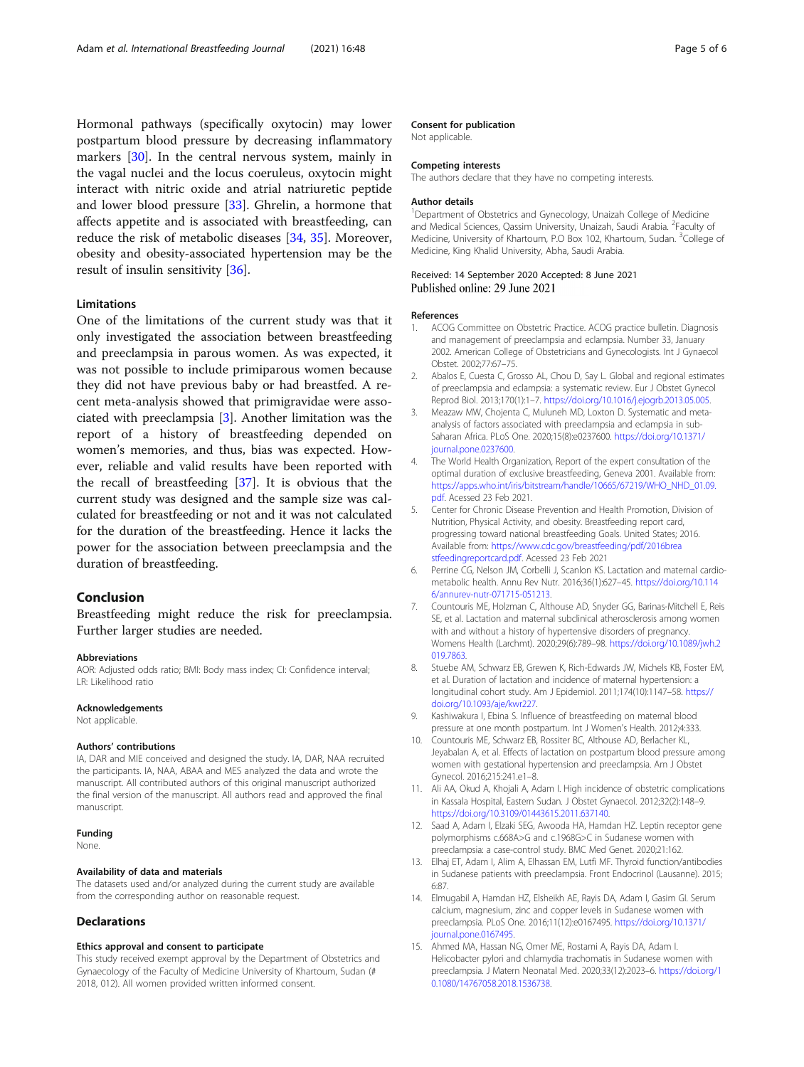Hormonal pathways (specifically oxytocin) may lower postpartum blood pressure by decreasing inflammatory markers [30]. In the central nervous system, mainly in the vagal nuclei and the locus coeruleus, oxytocin might interact with nitric oxide and atrial natriuretic peptide and lower blood pressure [33]. Ghrelin, a hormone that affects appetite and is associated with breastfeeding, can reduce the risk of metabolic diseases [34, 35]. Moreover, obesity and obesity-associated hypertension may be the result of insulin sensitivity [36].

### Limitations

One of the limitations of the current study was that it only investigated the association between breastfeeding and preeclampsia in parous women. As was expected, it was not possible to include primiparous women because they did not have previous baby or had breastfed. A recent meta-analysis showed that primigravidae were associated with preeclampsia [3]. Another limitation was the report of a history of breastfeeding depended on women's memories, and thus, bias was expected. However, reliable and valid results have been reported with the recall of breastfeeding [37]. It is obvious that the current study was designed and the sample size was calculated for breastfeeding or not and it was not calculated for the duration of the breastfeeding. Hence it lacks the power for the association between preeclampsia and the duration of breastfeeding.

## Conclusion

Breastfeeding might reduce the risk for preeclampsia. Further larger studies are needed.

#### Abbreviations

AOR: Adjusted odds ratio; BMI: Body mass index; CI: Confidence interval; LR: Likelihood ratio

#### Acknowledgements

Not applicable.

#### Authors' contributions

IA, DAR and MIE conceived and designed the study. IA, DAR, NAA recruited the participants. IA, NAA, ABAA and MES analyzed the data and wrote the manuscript. All contributed authors of this original manuscript authorized the final version of the manuscript. All authors read and approved the final manuscript.

#### Funding

None.

#### Availability of data and materials

The datasets used and/or analyzed during the current study are available from the corresponding author on reasonable request.

## Declarations

#### Ethics approval and consent to participate

This study received exempt approval by the Department of Obstetrics and Gynaecology of the Faculty of Medicine University of Khartoum, Sudan (# 2018, 012). All women provided written informed consent.

#### Consent for publication

Not applicable.

#### Competing interests

The authors declare that they have no competing interests.

#### Author details

[1]Department of Obstetrics and Gynecology, Unaizah College of Medicine and Medical Sciences, Qassim University, Unaizah, Saudi Arabia. [2]Faculty of Medicine, University of Khartoum, P.O Box 102, Khartoum, Sudan. [3]College of Medicine, King Khalid University, Abha, Saudi Arabia.

Received: 14 September 2020 Accepted: 8 June 2021
Published online: 29 June 2021

#### References

1. ACOG Committee on Obstetric Practice. ACOG practice bulletin. Diagnosis and management of preeclampsia and eclampsia. Number 33, January 2002. American College of Obstetricians and Gynecologists. Int J Gynaecol Obstet. 2002;77:67–75.
2. Abalos E, Cuesta C, Grosso AL, Chou D, Say L. Global and regional estimates of preeclampsia and eclampsia: a systematic review. Eur J Obstet Gynecol Reprod Biol. 2013;170(1):1–7. https://doi.org/10.1016/j.ejogrb.2013.05.005.
3. Meazaw MW, Chojenta C, Muluneh MD, Loxton D. Systematic and meta-analysis of factors associated with preeclampsia and eclampsia in sub-Saharan Africa. PLoS One. 2020;15(8):e0237600. https://doi.org/10.1371/journal.pone.0237600.
4. The World Health Organization, Report of the expert consultation of the optimal duration of exclusive breastfeeding, Geneva 2001. Available from: https://apps.who.int/iris/bitstream/handle/10665/67219/WHO_NHD_01.09.pdf. Acessed 23 Feb 2021.
5. Center for Chronic Disease Prevention and Health Promotion, Division of Nutrition, Physical Activity, and obesity. Breastfeeding report card, progressing toward national breastfeeding Goals. United States; 2016. Available from: https://www.cdc.gov/breastfeeding/pdf/2016breastfeedingreportcard.pdf. Acessed 23 Feb 2021
6. Perrine CG, Nelson JM, Corbelli J, Scanlon KS. Lactation and maternal cardio-metabolic health. Annu Rev Nutr. 2016;36(1):627–45. https://doi.org/10.1146/annurev-nutr-071715-051213.
7. Countouris ME, Holzman C, Althouse AD, Snyder GG, Barinas-Mitchell E, Reis SE, et al. Lactation and maternal subclinical atherosclerosis among women with and without a history of hypertensive disorders of pregnancy. Womens Health (Larchmt). 2020;29(6):789–98. https://doi.org/10.1089/jwh.2019.7863.
8. Stuebe AM, Schwarz EB, Grewen K, Rich-Edwards JW, Michels KB, Foster EM, et al. Duration of lactation and incidence of maternal hypertension: a longitudinal cohort study. Am J Epidemiol. 2011;174(10):1147–58. https://doi.org/10.1093/aje/kwr227.
9. Kashiwakura I, Ebina S. Influence of breastfeeding on maternal blood pressure at one month postpartum. Int J Women's Health. 2012;4:333.
10. Countouris ME, Schwarz EB, Rossiter BC, Althouse AD, Berlacher KL, Jeyabalan A, et al. Effects of lactation on postpartum blood pressure among women with gestational hypertension and preeclampsia. Am J Obstet Gynecol. 2016;215:241.e1–8.
11. Ali AA, Okud A, Khojali A, Adam I. High incidence of obstetric complications in Kassala Hospital, Eastern Sudan. J Obstet Gynaecol. 2012;32(2):148–9. https://doi.org/10.3109/01443615.2011.637140.
12. Saad A, Adam I, Elzaki SEG, Awooda HA, Hamdan HZ. Leptin receptor gene polymorphisms c.668A>G and c.1968G>C in Sudanese women with preeclampsia: a case-control study. BMC Med Genet. 2020;21:162.
13. Elhaj ET, Adam I, Alim A, Elhassan EM, Lutfi MF. Thyroid function/antibodies in Sudanese patients with preeclampsia. Front Endocrinol (Lausanne). 2015;6:87.
14. Elmugabil A, Hamdan HZ, Elsheikh AE, Rayis DA, Adam I, Gasim GI. Serum calcium, magnesium, zinc and copper levels in Sudanese women with preeclampsia. PLoS One. 2016;11(12):e0167495. https://doi.org/10.1371/journal.pone.0167495.
15. Ahmed MA, Hassan NG, Omer ME, Rostami A, Rayis DA, Adam I. Helicobacter pylori and chlamydia trachomatis in Sudanese women with preeclampsia. J Matern Neonatal Med. 2020;33(12):2023–6. https://doi.org/10.1080/14767058.2018.1536738.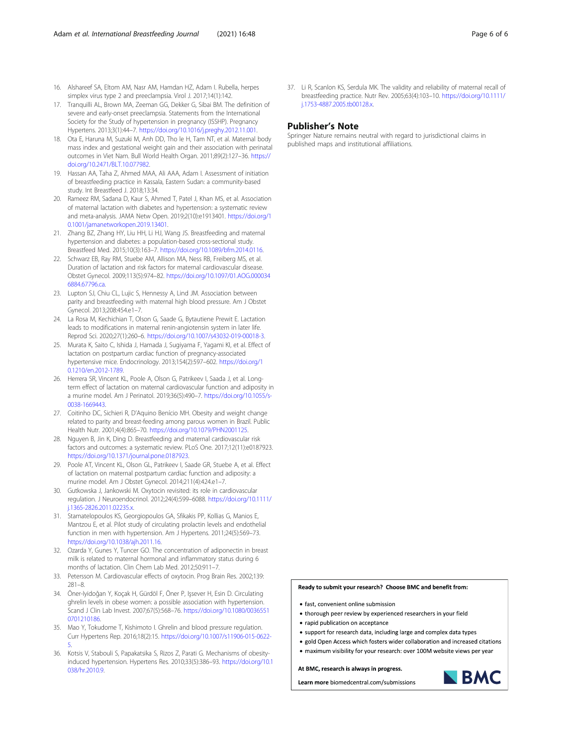16. Alshareef SA, Eltom AM, Nasr AM, Hamdan HZ, Adam I. Rubella, herpes simplex virus type 2 and preeclampsia. Virol J. 2017;14(1):142.
17. Tranquilli AL, Brown MA, Zeeman GG, Dekker G, Sibai BM. The definition of severe and early-onset preeclampsia. Statements from the International Society for the Study of hypertension in pregnancy (ISSHP). Pregnancy Hypertens. 2013;3(1):44–7. https://doi.org/10.1016/j.preghy.2012.11.001.
18. Ota E, Haruna M, Suzuki M, Anh DD, Tho le H, Tam NT, et al. Maternal body mass index and gestational weight gain and their association with perinatal outcomes in Viet Nam. Bull World Health Organ. 2011;89(2):127–36. https://doi.org/10.2471/BLT.10.077982.
19. Hassan AA, Taha Z, Ahmed MAA, Ali AAA, Adam I. Assessment of initiation of breastfeeding practice in Kassala, Eastern Sudan: a community-based study. Int Breastfeed J. 2018;13:34.
20. Rameez RM, Sadana D, Kaur S, Ahmed T, Patel J, Khan MS, et al. Association of maternal lactation with diabetes and hypertension: a systematic review and meta-analysis. JAMA Netw Open. 2019;2(10):e1913401. https://doi.org/10.1001/jamanetworkopen.2019.13401.
21. Zhang BZ, Zhang HY, Liu HH, Li HJ, Wang JS. Breastfeeding and maternal hypertension and diabetes: a population-based cross-sectional study. Breastfeed Med. 2015;10(3):163–7. https://doi.org/10.1089/bfm.2014.0116.
22. Schwarz EB, Ray RM, Stuebe AM, Allison MA, Ness RB, Freiberg MS, et al. Duration of lactation and risk factors for maternal cardiovascular disease. Obstet Gynecol. 2009;113(5):974–82. https://doi.org/10.1097/01.AOG.0000346884.67796.ca.
23. Lupton SJ, Chiu CL, Lujic S, Hennessy A, Lind JM. Association between parity and breastfeeding with maternal high blood pressure. Am J Obstet Gynecol. 2013;208:454.e1–7.
24. La Rosa M, Kechichian T, Olson G, Saade G, Bytautiene Prewit E. Lactation leads to modifications in maternal renin-angiotensin system in later life. Reprod Sci. 2020;27(1):260–6. https://doi.org/10.1007/s43032-019-00018-3.
25. Murata K, Saito C, Ishida J, Hamada J, Sugiyama F, Yagami KI, et al. Effect of lactation on postpartum cardiac function of pregnancy-associated hypertensive mice. Endocrinology. 2013;154(2):597–602. https://doi.org/10.1210/en.2012-1789.
26. Herrera SR, Vincent KL, Poole A, Olson G, Patrikeev I, Saada J, et al. Long-term effect of lactation on maternal cardiovascular function and adiposity in a murine model. Am J Perinatol. 2019;36(5):490–7. https://doi.org/10.1055/s-0038-1669443.
27. Coitinho DC, Sichieri R, D'Aquino Benício MH. Obesity and weight change related to parity and breast-feeding among parous women in Brazil. Public Health Nutr. 2001;4(4):865–70. https://doi.org/10.1079/PHN2001125.
28. Nguyen B, Jin K, Ding D. Breastfeeding and maternal cardiovascular risk factors and outcomes: a systematic review. PLoS One. 2017;12(11):e0187923. https://doi.org/10.1371/journal.pone.0187923.
29. Poole AT, Vincent KL, Olson GL, Patrikeev I, Saade GR, Stuebe A, et al. Effect of lactation on maternal postpartum cardiac function and adiposity: a murine model. Am J Obstet Gynecol. 2014;211(4):424.e1–7.
30. Gutkowska J, Jankowski M. Oxytocin revisited: its role in cardiovascular regulation. J Neuroendocrinol. 2012;24(4):599–6088. https://doi.org/10.1111/j.1365-2826.2011.02235.x.
31. Stamatelopoulos KS, Georgiopoulos GA, Sfikakis PP, Kollias G, Manios E, Mantzou E, et al. Pilot study of circulating prolactin levels and endothelial function in men with hypertension. Am J Hypertens. 2011;24(5):569–73. https://doi.org/10.1038/ajh.2011.16.
32. Ozarda Y, Gunes Y, Tuncer GO. The concentration of adiponectin in breast milk is related to maternal hormonal and inflammatory status during 6 months of lactation. Clin Chem Lab Med. 2012;50:911–7.
33. Petersson M. Cardiovascular effects of oxytocin. Prog Brain Res. 2002;139:281–8.
34. Öner-Iyidoğan Y, Koçak H, Gürdöl F, Öner P, Işsever H, Esin D. Circulating ghrelin levels in obese women: a possible association with hypertension. Scand J Clin Lab Invest. 2007;67(5):568–76. https://doi.org/10.1080/00365510701210186.
35. Mao Y, Tokudome T, Kishimoto I. Ghrelin and blood pressure regulation. Curr Hypertens Rep. 2016;18(2):15. https://doi.org/10.1007/s11906-015-0622-5.
36. Kotsis V, Stabouli S, Papakatsika S, Rizos Z, Parati G. Mechanisms of obesity-induced hypertension. Hypertens Res. 2010;33(5):386–93. https://doi.org/10.1038/hr.2010.9.
37. Li R, Scanlon KS, Serdula MK. The validity and reliability of maternal recall of breastfeeding practice. Nutr Rev. 2005;63(4):103–10. https://doi.org/10.1111/j.1753-4887.2005.tb00128.x.

## Publisher's Note

Springer Nature remains neutral with regard to jurisdictional claims in published maps and institutional affiliations.

**Ready to submit your research? Choose BMC and benefit from:**

- fast, convenient online submission
- thorough peer review by experienced researchers in your field
- rapid publication on acceptance
- support for research data, including large and complex data types
- gold Open Access which fosters wider collaboration and increased citations
- maximum visibility for your research: over 100M website views per year

**At BMC, research is always in progress.**

**Learn more** biomedcentral.com/submissions

BMC